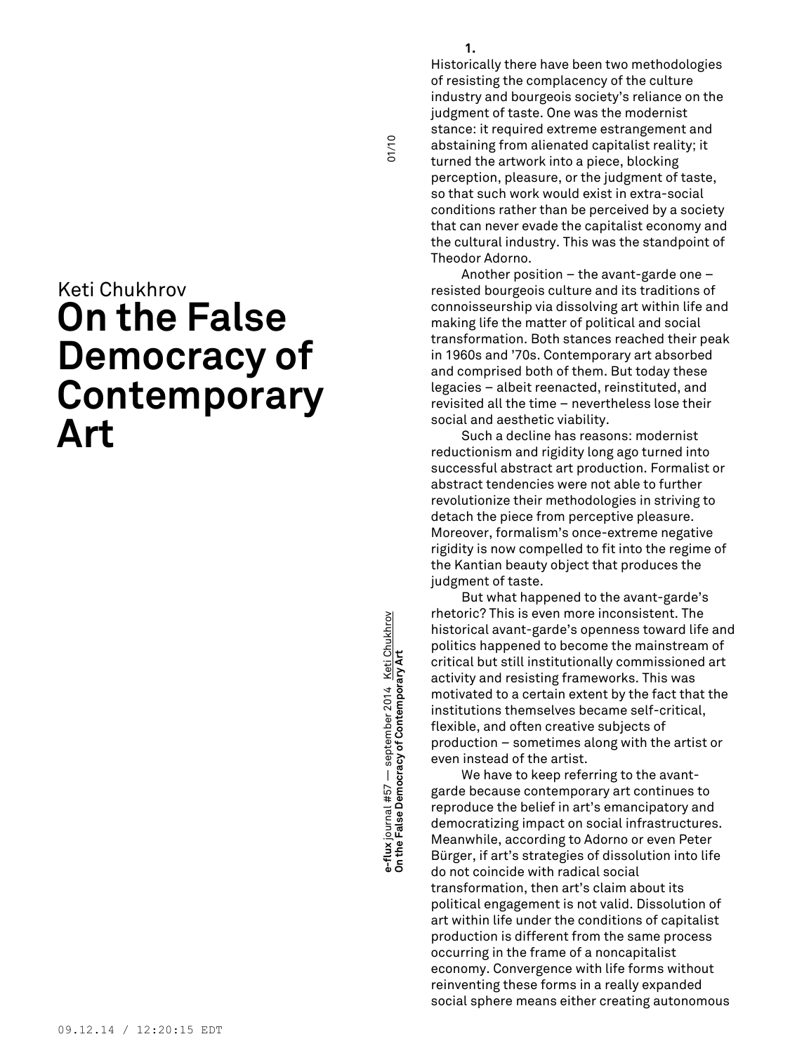Keti Chukhrov

# On the False Democracy of Contemporary Art

**1.**

Historically there have been two methodologies of resisting the complacency of the culture industry and bourgeois society's reliance on the judgment of taste. One was the modernist stance: it required extreme estrangement and abstaining from alienated capitalist reality; it turned the artwork into a piece, blocking perception, pleasure, or the judgment of taste, so that such work would exist in extra-social conditions rather than be perceived by a society that can never evade the capitalist economy and the cultural industry. This was the standpoint of Theodor Adorno.

Another position – the avant-garde one – resisted bourgeois culture and its traditions of connoisseurship via dissolving art within life and making life the matter of political and social transformation. Both stances reached their peak in 1960s and '70s. Contemporary art absorbed and comprised both of them. But today these legacies – albeit reenacted, reinstituted, and revisited all the time – nevertheless lose their social and aesthetic viability.

Such a decline has reasons: modernist reductionism and rigidity long ago turned into successful abstract art production. Formalist or abstract tendencies were not able to further revolutionize their methodologies in striving to detach the piece from perceptive pleasure. Moreover, formalism's once-extreme negative rigidity is now compelled to fit into the regime of the Kantian beauty object that produces the judgment of taste.

But what happened to the avant-garde's rhetoric? This is even more inconsistent. The historical avant-garde's openness toward life and politics happened to become the mainstream of critical but still institutionally commissioned art activity and resisting frameworks. This was motivated to a certain extent by the fact that the institutions themselves became self-critical, flexible, and often creative subjects of production – sometimes along with the artist or even instead of the artist.

We have to keep referring to the avant-garde because contemporary art continues to reproduce the belief in art's emancipatory and democratizing impact on social infrastructures. Meanwhile, according to Adorno or even Peter Bürger, if art's strategies of dissolution into life do not coincide with radical social transformation, then art's claim about its political engagement is not valid. Dissolution of art within life under the conditions of capitalist production is different from the same process occurring in the frame of a noncapitalist economy. Convergence with life forms without reinventing these forms in a really expanded social sphere means either creating autonomous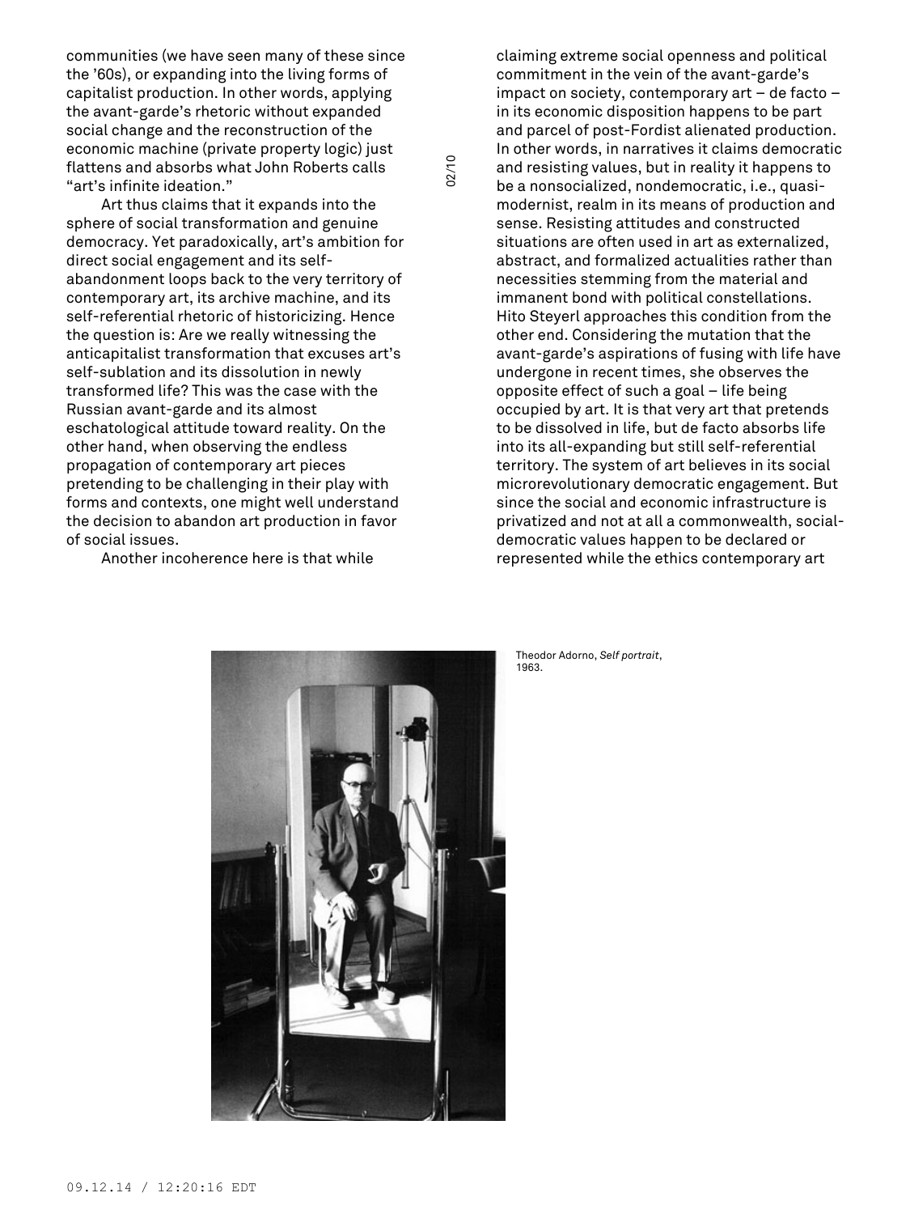communities (we have seen many of these since the '60s), or expanding into the living forms of capitalist production. In other words, applying the avant-garde's rhetoric without expanded social change and the reconstruction of the economic machine (private property logic) just flattens and absorbs what John Roberts calls "art's infinite ideation."

Art thus claims that it expands into the sphere of social transformation and genuine democracy. Yet paradoxically, art's ambition for direct social engagement and its self-abandonment loops back to the very territory of contemporary art, its archive machine, and its self-referential rhetoric of historicizing. Hence the question is: Are we really witnessing the anticapitalist transformation that excuses art's self-sublation and its dissolution in newly transformed life? This was the case with the Russian avant-garde and its almost eschatological attitude toward reality. On the other hand, when observing the endless propagation of contemporary art pieces pretending to be challenging in their play with forms and contexts, one might well understand the decision to abandon art production in favor of social issues.

Another incoherence here is that while claiming extreme social openness and political commitment in the vein of the avant-garde's impact on society, contemporary art – de facto – in its economic disposition happens to be part and parcel of post-Fordist alienated production. In other words, in narratives it claims democratic and resisting values, but in reality it happens to be a nonsocialized, nondemocratic, i.e., quasi-modernist, realm in its means of production and sense. Resisting attitudes and constructed situations are often used in art as externalized, abstract, and formalized actualities rather than necessities stemming from the material and immanent bond with political constellations. Hito Steyerl approaches this condition from the other end. Considering the mutation that the avant-garde's aspirations of fusing with life have undergone in recent times, she observes the opposite effect of such a goal – life being occupied by art. It is that very art that pretends to be dissolved in life, but de facto absorbs life into its all-expanding but still self-referential territory. The system of art believes in its social microrevolutionary democratic engagement. But since the social and economic infrastructure is privatized and not at all a commonwealth, social-democratic values happen to be declared or represented while the ethics contemporary art

Theodor Adorno, *Self portrait*, 1963.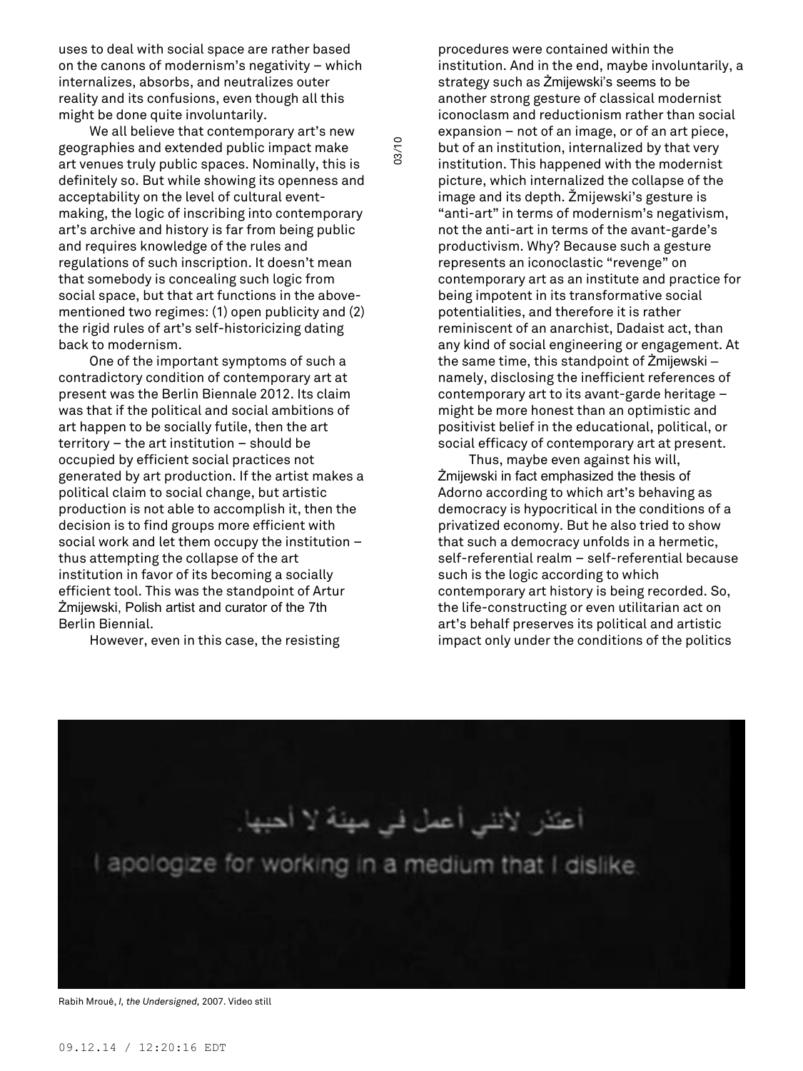uses to deal with social space are rather based on the canons of modernism's negativity – which internalizes, absorbs, and neutralizes outer reality and its confusions, even though all this might be done quite involuntarily.

We all believe that contemporary art's new geographies and extended public impact make art venues truly public spaces. Nominally, this is definitely so. But while showing its openness and acceptability on the level of cultural event-making, the logic of inscribing into contemporary art's archive and history is far from being public and requires knowledge of the rules and regulations of such inscription. It doesn't mean that somebody is concealing such logic from social space, but that art functions in the above-mentioned two regimes: (1) open publicity and (2) the rigid rules of art's self-historicizing dating back to modernism.

One of the important symptoms of such a contradictory condition of contemporary art at present was the Berlin Biennale 2012. Its claim was that if the political and social ambitions of art happen to be socially futile, then the art territory – the art institution – should be occupied by efficient social practices not generated by art production. If the artist makes a political claim to social change, but artistic production is not able to accomplish it, then the decision is to find groups more efficient with social work and let them occupy the institution – thus attempting the collapse of the art institution in favor of its becoming a socially efficient tool. This was the standpoint of Artur Żmijewski, Polish artist and curator of the 7th Berlin Biennial.

However, even in this case, the resisting procedures were contained within the institution. And in the end, maybe involuntarily, a strategy such as Żmijewski's seems to be another strong gesture of classical modernist iconoclasm and reductionism rather than social expansion – not of an image, or of an art piece, but of an institution, internalized by that very institution. This happened with the modernist picture, which internalized the collapse of the image and its depth. Żmijewski's gesture is "anti-art" in terms of modernism's negativism, not the anti-art in terms of the avant-garde's productivism. Why? Because such a gesture represents an iconoclastic "revenge" on contemporary art as an institute and practice for being impotent in its transformative social potentialities, and therefore it is rather reminiscent of an anarchist, Dadaist act, than any kind of social engineering or engagement. At the same time, this standpoint of Żmijewski – namely, disclosing the inefficient references of contemporary art to its avant-garde heritage – might be more honest than an optimistic and positivist belief in the educational, political, or social efficacy of contemporary art at present.

Thus, maybe even against his will, Żmijewski in fact emphasized the thesis of Adorno according to which art's behaving as democracy is hypocritical in the conditions of a privatized economy. But he also tried to show that such a democracy unfolds in a hermetic, self-referential realm – self-referential because such is the logic according to which contemporary art history is being recorded. So, the life-constructing or even utilitarian act on art's behalf preserves its political and artistic impact only under the conditions of the politics

Rabih Mroué, *I, the Undersigned,* 2007. Video still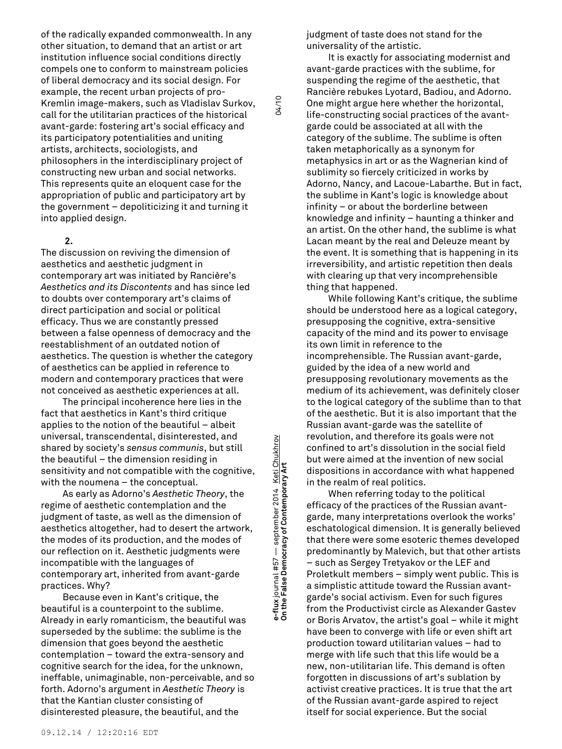of the radically expanded commonwealth. In any other situation, to demand that an artist or art institution influence social conditions directly compels one to conform to mainstream policies of liberal democracy and its social design. For example, the recent urban projects of pro-Kremlin image-makers, such as Vladislav Surkov, call for the utilitarian practices of the historical avant-garde: fostering art's social efficacy and its participatory potentialities and uniting artists, architects, sociologists, and philosophers in the interdisciplinary project of constructing new urban and social networks. This represents quite an eloquent case for the appropriation of public and participatory art by the government – depoliticizing it and turning it into applied design.

**2.**

The discussion on reviving the dimension of aesthetics and aesthetic judgment in contemporary art was initiated by Rancière's *Aesthetics and its Discontents* and has since led to doubts over contemporary art's claims of direct participation and social or political efficacy. Thus we are constantly pressed between a false openness of democracy and the reestablishment of an outdated notion of aesthetics. The question is whether the category of aesthetics can be applied in reference to modern and contemporary practices that were not conceived as aesthetic experiences at all.

The principal incoherence here lies in the fact that aesthetics in Kant's third critique applies to the notion of the beautiful – albeit universal, transcendental, disinterested, and shared by society's *sensus communis*, but still the beautiful – the dimension residing in sensitivity and not compatible with the cognitive, with the noumena – the conceptual.

As early as Adorno's *Aesthetic Theory*, the regime of aesthetic contemplation and the judgment of taste, as well as the dimension of aesthetics altogether, had to desert the artwork, the modes of its production, and the modes of our reflection on it. Aesthetic judgments were incompatible with the languages of contemporary art, inherited from avant-garde practices. Why?

Because even in Kant's critique, the beautiful is a counterpoint to the sublime. Already in early romanticism, the beautiful was superseded by the sublime: the sublime is the dimension that goes beyond the aesthetic contemplation – toward the extra-sensory and cognitive search for the idea, for the unknown, ineffable, unimaginable, non-perceivable, and so forth. Adorno's argument in *Aesthetic Theory* is that the Kantian cluster consisting of disinterested pleasure, the beautiful, and the judgment of taste does not stand for the universality of the artistic.

It is exactly for associating modernist and avant-garde practices with the sublime, for suspending the regime of the aesthetic, that Rancière rebukes Lyotard, Badiou, and Adorno. One might argue here whether the horizontal, life-constructing social practices of the avant-garde could be associated at all with the category of the sublime. The sublime is often taken metaphorically as a synonym for metaphysics in art or as the Wagnerian kind of sublimity so fiercely criticized in works by Adorno, Nancy, and Lacoue-Labarthe. But in fact, the sublime in Kant's logic is knowledge about infinity – or about the borderline between knowledge and infinity – haunting a thinker and an artist. On the other hand, the sublime is what Lacan meant by the real and Deleuze meant by the event. It is something that is happening in its irreversibility, and artistic repetition then deals with clearing up that very incomprehensible thing that happened.

While following Kant's critique, the sublime should be understood here as a logical category, presupposing the cognitive, extra-sensitive capacity of the mind and its power to envisage its own limit in reference to the incomprehensible. The Russian avant-garde, guided by the idea of a new world and presupposing revolutionary movements as the medium of its achievement, was definitely closer to the logical category of the sublime than to that of the aesthetic. But it is also important that the Russian avant-garde was the satellite of revolution, and therefore its goals were not confined to art's dissolution in the social field but were aimed at the invention of new social dispositions in accordance with what happened in the realm of real politics.

When referring today to the political efficacy of the practices of the Russian avant-garde, many interpretations overlook the works' eschatological dimension. It is generally believed that there were some esoteric themes developed predominantly by Malevich, but that other artists – such as Sergey Tretyakov or the LEF and Proletkult members – simply went public. This is a simplistic attitude toward the Russian avant-garde's social activism. Even for such figures from the Productivist circle as Alexander Gastev or Boris Arvatov, the artist's goal – while it might have been to converge with life or even shift art production toward utilitarian values – had to merge with life such that this life would be a new, non-utilitarian life. This demand is often forgotten in discussions of art's sublation by activist creative practices. It is true that the art of the Russian avant-garde aspired to reject itself for social experience. But the social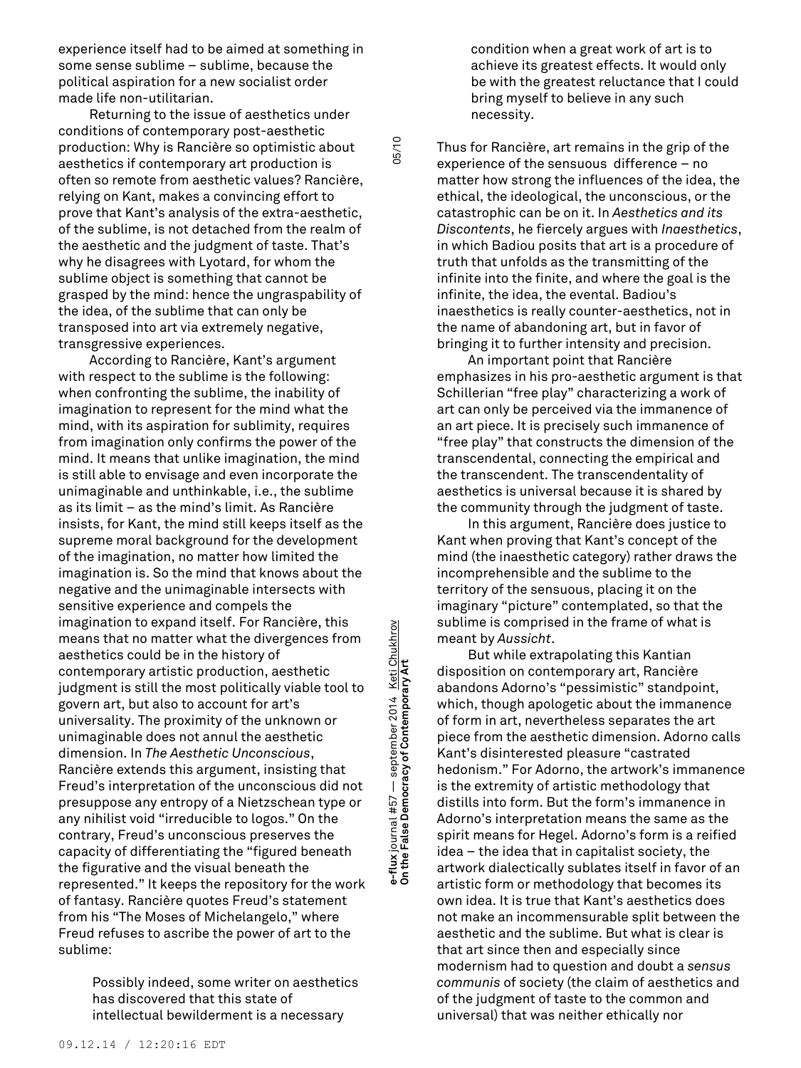experience itself had to be aimed at something in some sense sublime – sublime, because the political aspiration for a new socialist order made life non-utilitarian.

Returning to the issue of aesthetics under conditions of contemporary post-aesthetic production: Why is Rancière so optimistic about aesthetics if contemporary art production is often so remote from aesthetic values? Rancière, relying on Kant, makes a convincing effort to prove that Kant's analysis of the extra-aesthetic, of the sublime, is not detached from the realm of the aesthetic and the judgment of taste. That's why he disagrees with Lyotard, for whom the sublime object is something that cannot be grasped by the mind: hence the ungraspability of the idea, of the sublime that can only be transposed into art via extremely negative, transgressive experiences.

According to Rancière, Kant's argument with respect to the sublime is the following: when confronting the sublime, the inability of imagination to represent for the mind what the mind, with its aspiration for sublimity, requires from imagination only confirms the power of the mind. It means that unlike imagination, the mind is still able to envisage and even incorporate the unimaginable and unthinkable, i.e., the sublime as its limit – as the mind's limit. As Rancière insists, for Kant, the mind still keeps itself as the supreme moral background for the development of the imagination, no matter how limited the imagination is. So the mind that knows about the negative and the unimaginable intersects with sensitive experience and compels the imagination to expand itself. For Rancière, this means that no matter what the divergences from aesthetics could be in the history of contemporary artistic production, aesthetic judgment is still the most politically viable tool to govern art, but also to account for art's universality. The proximity of the unknown or unimaginable does not annul the aesthetic dimension. In *The Aesthetic Unconscious*, Rancière extends this argument, insisting that Freud's interpretation of the unconscious did not presuppose any entropy of a Nietzschean type or any nihilist void "irreducible to logos." On the contrary, Freud's unconscious preserves the capacity of differentiating the "figured beneath the figurative and the visual beneath the represented." It keeps the repository for the work of fantasy. Rancière quotes Freud's statement from his "The Moses of Michelangelo," where Freud refuses to ascribe the power of art to the sublime:

> Possibly indeed, some writer on aesthetics has discovered that this state of intellectual bewilderment is a necessary condition when a great work of art is to achieve its greatest effects. It would only be with the greatest reluctance that I could bring myself to believe in any such necessity.

Thus for Rancière, art remains in the grip of the experience of the sensuous difference – no matter how strong the influences of the idea, the ethical, the ideological, the unconscious, or the catastrophic can be on it. In *Aesthetics and its Discontents*, he fiercely argues with *Inaesthetics*, in which Badiou posits that art is a procedure of truth that unfolds as the transmitting of the infinite into the finite, and where the goal is the infinite, the idea, the evental. Badiou's inaesthetics is really counter-aesthetics, not in the name of abandoning art, but in favor of bringing it to further intensity and precision.

An important point that Rancière emphasizes in his pro-aesthetic argument is that Schillerian "free play" characterizing a work of art can only be perceived via the immanence of an art piece. It is precisely such immanence of "free play" that constructs the dimension of the transcendental, connecting the empirical and the transcendent. The transcendentality of aesthetics is universal because it is shared by the community through the judgment of taste.

In this argument, Rancière does justice to Kant when proving that Kant's concept of the mind (the inaesthetic category) rather draws the incomprehensible and the sublime to the territory of the sensuous, placing it on the imaginary "picture" contemplated, so that the sublime is comprised in the frame of what is meant by *Aussicht*.

But while extrapolating this Kantian disposition on contemporary art, Rancière abandons Adorno's "pessimistic" standpoint, which, though apologetic about the immanence of form in art, nevertheless separates the art piece from the aesthetic dimension. Adorno calls Kant's disinterested pleasure "castrated hedonism." For Adorno, the artwork's immanence is the extremity of artistic methodology that distills into form. But the form's immanence in Adorno's interpretation means the same as the spirit means for Hegel. Adorno's form is a reified idea – the idea that in capitalist society, the artwork dialectically sublates itself in favor of an artistic form or methodology that becomes its own idea. It is true that Kant's aesthetics does not make an incommensurable split between the aesthetic and the sublime. But what is clear is that art since then and especially since modernism had to question and doubt a *sensus communis* of society (the claim of aesthetics and of the judgment of taste to the common and universal) that was neither ethically nor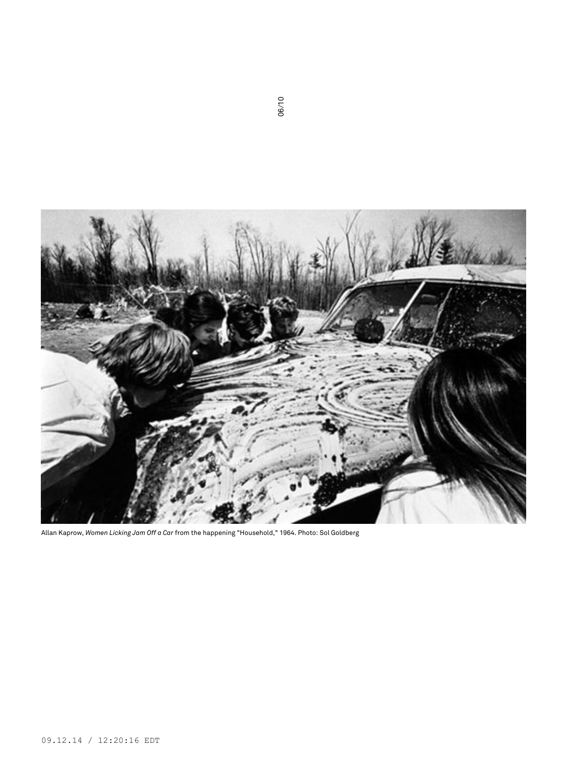Allan Kaprow, *Women Licking Jam Off a Car* from the happening "Household," 1964. Photo: Sol Goldberg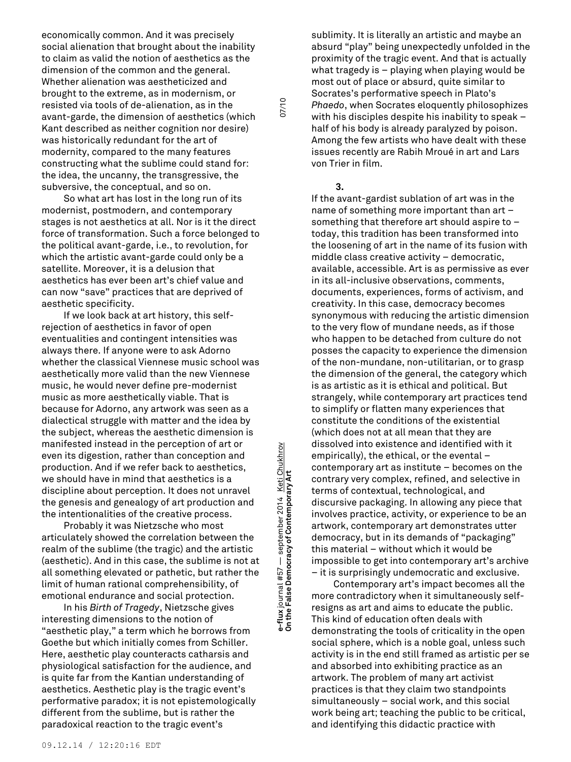economically common. And it was precisely social alienation that brought about the inability to claim as valid the notion of aesthetics as the dimension of the common and the general. Whether alienation was aestheticized and brought to the extreme, as in modernism, or resisted via tools of de-alienation, as in the avant-garde, the dimension of aesthetics (which Kant described as neither cognition nor desire) was historically redundant for the art of modernity, compared to the many features constructing what the sublime could stand for: the idea, the uncanny, the transgressive, the subversive, the conceptual, and so on.

So what art has lost in the long run of its modernist, postmodern, and contemporary stages is not aesthetics at all. Nor is it the direct force of transformation. Such a force belonged to the political avant-garde, i.e., to revolution, for which the artistic avant-garde could only be a satellite. Moreover, it is a delusion that aesthetics has ever been art's chief value and can now "save" practices that are deprived of aesthetic specificity.

If we look back at art history, this self-rejection of aesthetics in favor of open eventualities and contingent intensities was always there. If anyone were to ask Adorno whether the classical Viennese music school was aesthetically more valid than the new Viennese music, he would never define pre-modernist music as more aesthetically viable. That is because for Adorno, any artwork was seen as a dialectical struggle with matter and the idea by the subject, whereas the aesthetic dimension is manifested instead in the perception of art or even its digestion, rather than conception and production. And if we refer back to aesthetics, we should have in mind that aesthetics is a discipline about perception. It does not unravel the genesis and genealogy of art production and the intentionalities of the creative process.

Probably it was Nietzsche who most articulately showed the correlation between the realm of the sublime (the tragic) and the artistic (aesthetic). And in this case, the sublime is not at all something elevated or pathetic, but rather the limit of human rational comprehensibility, of emotional endurance and social protection.

In his *Birth of Tragedy*, Nietzsche gives interesting dimensions to the notion of "aesthetic play," a term which he borrows from Goethe but which initially comes from Schiller. Here, aesthetic play counteracts catharsis and physiological satisfaction for the audience, and is quite far from the Kantian understanding of aesthetics. Aesthetic play is the tragic event's performative paradox; it is not epistemologically different from the sublime, but is rather the paradoxical reaction to the tragic event's sublimity. It is literally an artistic and maybe an absurd "play" being unexpectedly unfolded in the proximity of the tragic event. And that is actually what tragedy is – playing when playing would be most out of place or absurd, quite similar to Socrates's performative speech in Plato's *Phaedo*, when Socrates eloquently philosophizes with his disciples despite his inability to speak – half of his body is already paralyzed by poison. Among the few artists who have dealt with these issues recently are Rabih Mroué in art and Lars von Trier in film.

**3.**

If the avant-gardist sublation of art was in the name of something more important than art – something that therefore art should aspire to – today, this tradition has been transformed into the loosening of art in the name of its fusion with middle class creative activity – democratic, available, accessible. Art is as permissive as ever in its all-inclusive observations, comments, documents, experiences, forms of activism, and creativity. In this case, democracy becomes synonymous with reducing the artistic dimension to the very flow of mundane needs, as if those who happen to be detached from culture do not posses the capacity to experience the dimension of the non-mundane, non-utilitarian, or to grasp the dimension of the general, the category which is as artistic as it is ethical and political. But strangely, while contemporary art practices tend to simplify or flatten many experiences that constitute the conditions of the existential (which does not at all mean that they are dissolved into existence and identified with it empirically), the ethical, or the evental – contemporary art as institute – becomes on the contrary very complex, refined, and selective in terms of contextual, technological, and discursive packaging. In allowing any piece that involves practice, activity, or experience to be an artwork, contemporary art demonstrates utter democracy, but in its demands of "packaging" this material – without which it would be impossible to get into contemporary art's archive – it is surprisingly undemocratic and exclusive.

Contemporary art's impact becomes all the more contradictory when it simultaneously self-resigns as art and aims to educate the public. This kind of education often deals with demonstrating the tools of criticality in the open social sphere, which is a noble goal, unless such activity is in the end still framed as artistic per se and absorbed into exhibiting practice as an artwork. The problem of many art activist practices is that they claim two standpoints simultaneously – social work, and this social work being art; teaching the public to be critical, and identifying this didactic practice with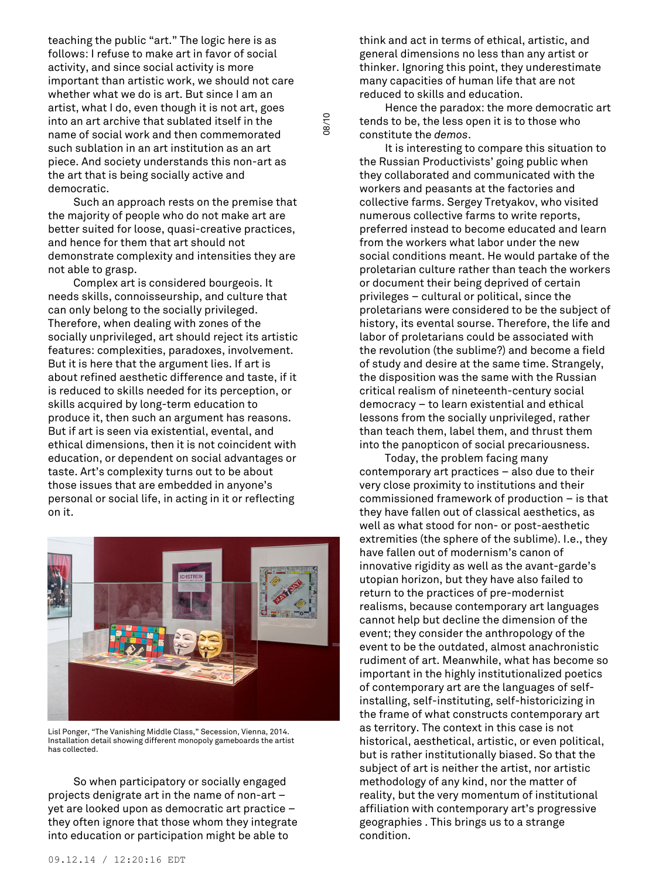teaching the public "art." The logic here is as follows: I refuse to make art in favor of social activity, and since social activity is more important than artistic work, we should not care whether what we do is art. But since I am an artist, what I do, even though it is not art, goes into an art archive that sublated itself in the name of social work and then commemorated such sublation in an art institution as an art piece. And society understands this non-art as the art that is being socially active and democratic.

Such an approach rests on the premise that the majority of people who do not make art are better suited for loose, quasi-creative practices, and hence for them that art should not demonstrate complexity and intensities they are not able to grasp.

Complex art is considered bourgeois. It needs skills, connoisseurship, and culture that can only belong to the socially privileged. Therefore, when dealing with zones of the socially unprivileged, art should reject its artistic features: complexities, paradoxes, involvement. But it is here that the argument lies. If art is about refined aesthetic difference and taste, if it is reduced to skills needed for its perception, or skills acquired by long-term education to produce it, then such an argument has reasons. But if art is seen via existential, evental, and ethical dimensions, then it is not coincident with education, or dependent on social advantages or taste. Art's complexity turns out to be about those issues that are embedded in anyone's personal or social life, in acting in it or reflecting on it.

Lisl Ponger, "The Vanishing Middle Class," Secession, Vienna, 2014. Installation detail showing different monopoly gameboards the artist has collected.

So when participatory or socially engaged projects denigrate art in the name of non-art – yet are looked upon as democratic art practice – they often ignore that those whom they integrate into education or participation might be able to think and act in terms of ethical, artistic, and general dimensions no less than any artist or thinker. Ignoring this point, they underestimate many capacities of human life that are not reduced to skills and education.

Hence the paradox: the more democratic art tends to be, the less open it is to those who constitute the *demos*.

It is interesting to compare this situation to the Russian Productivists' going public when they collaborated and communicated with the workers and peasants at the factories and collective farms. Sergey Tretyakov, who visited numerous collective farms to write reports, preferred instead to become educated and learn from the workers what labor under the new social conditions meant. He would partake of the proletarian culture rather than teach the workers or document their being deprived of certain privileges – cultural or political, since the proletarians were considered to be the subject of history, its evental sourse. Therefore, the life and labor of proletarians could be associated with the revolution (the sublime?) and become a field of study and desire at the same time. Strangely, the disposition was the same with the Russian critical realism of nineteenth-century social democracy – to learn existential and ethical lessons from the socially unprivileged, rather than teach them, label them, and thrust them into the panopticon of social precariousness.

Today, the problem facing many contemporary art practices – also due to their very close proximity to institutions and their commissioned framework of production – is that they have fallen out of classical aesthetics, as well as what stood for non- or post-aesthetic extremities (the sphere of the sublime). I.e., they have fallen out of modernism's canon of innovative rigidity as well as the avant-garde's utopian horizon, but they have also failed to return to the practices of pre-modernist realisms, because contemporary art languages cannot help but decline the dimension of the event; they consider the anthropology of the event to be the outdated, almost anachronistic rudiment of art. Meanwhile, what has become so important in the highly institutionalized poetics of contemporary art are the languages of self-installing, self-instituting, self-historicizing in the frame of what constructs contemporary art as territory. The context in this case is not historical, aesthetical, artistic, or even political, but is rather institutionally biased. So that the subject of art is neither the artist, nor artistic methodology of any kind, nor the matter of reality, but the very momentum of institutional affiliation with contemporary art's progressive geographies . This brings us to a strange condition.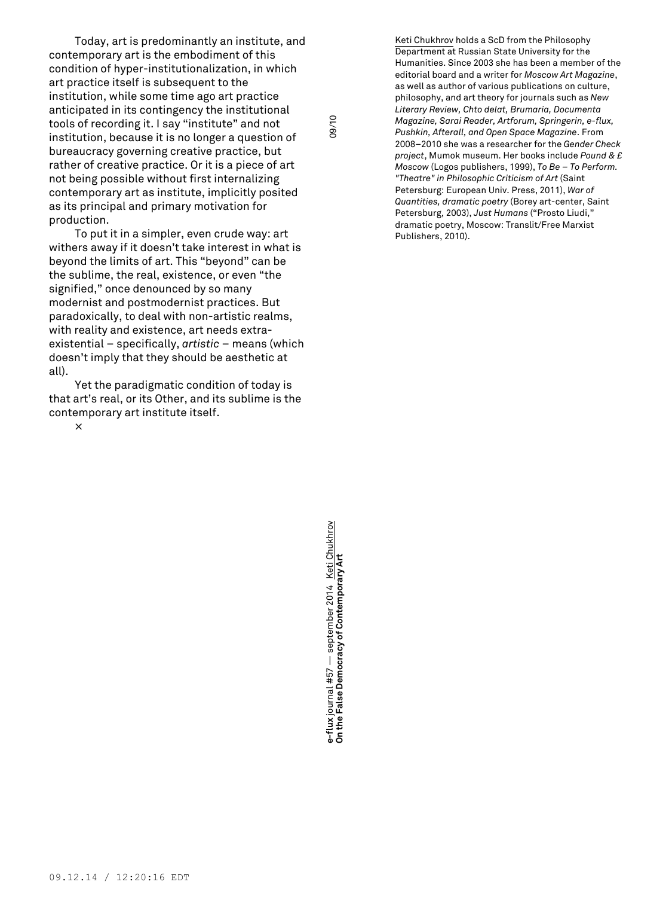Today, art is predominantly an institute, and contemporary art is the embodiment of this condition of hyper-institutionalization, in which art practice itself is subsequent to the institution, while some time ago art practice anticipated in its contingency the institutional tools of recording it. I say "institute" and not institution, because it is no longer a question of bureaucracy governing creative practice, but rather of creative practice. Or it is a piece of art not being possible without first internalizing contemporary art as institute, implicitly posited as its principal and primary motivation for production.

To put it in a simpler, even crude way: art withers away if it doesn't take interest in what is beyond the limits of art. This "beyond" can be the sublime, the real, existence, or even "the signified," once denounced by so many modernist and postmodernist practices. But paradoxically, to deal with non-artistic realms, with reality and existence, art needs extra-existential – specifically, *artistic* – means (which doesn't imply that they should be aesthetic at all).

Yet the paradigmatic condition of today is that art's real, or its Other, and its sublime is the contemporary art institute itself.

×

Keti Chukhrov holds a ScD from the Philosophy Department at Russian State University for the Humanities. Since 2003 she has been a member of the editorial board and a writer for *Moscow Art Magazine*, as well as author of various publications on culture, philosophy, and art theory for journals such as *New Literary Review, Chto delat, Brumaria, Documenta Magazine, Sarai Reader, Artforum, Springerin, e-flux, Pushkin, Afterall, and Open Space Magazine*. From 2008–2010 she was a researcher for the *Gender Check project*, Mumok museum. Her books include *Pound & £ Moscow* (Logos publishers, 1999), *To Be – To Perform. "Theatre" in Philosophic Criticism of Art* (Saint Petersburg: European Univ. Press, 2011), *War of Quantities, dramatic poetry* (Borey art-center, Saint Petersburg, 2003), *Just Humans* ("Prosto Liudi," dramatic poetry, Moscow: Translit/Free Marxist Publishers, 2010).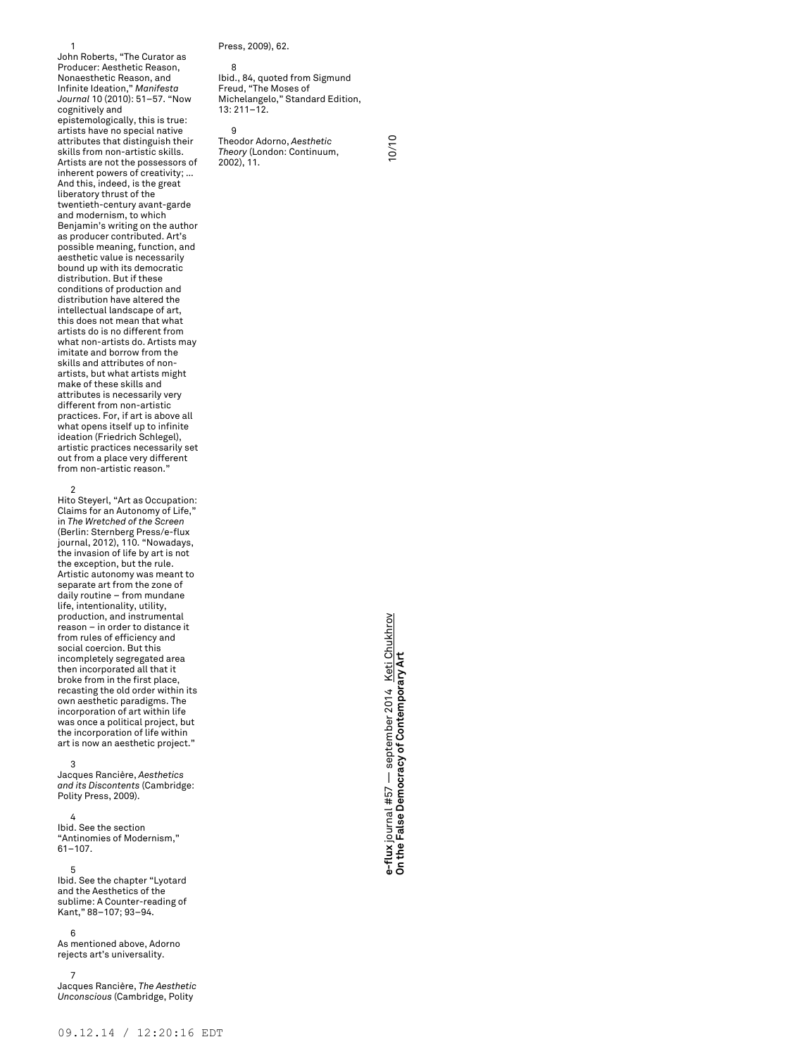1
John Roberts, "The Curator as Producer: Aesthetic Reason, Nonaesthetic Reason, and Infinite Ideation," *Manifesta Journal* 10 (2010): 51–57. "Now cognitively and epistemologically, this is true: artists have no special native attributes that distinguish their skills from non-artistic skills. Artists are not the possessors of inherent powers of creativity; … And this, indeed, is the great liberatory thrust of the twentieth-century avant-garde and modernism, to which Benjamin's writing on the author as producer contributed. Art's possible meaning, function, and aesthetic value is necessarily bound up with its democratic distribution. But if these conditions of production and distribution have altered the intellectual landscape of art, this does not mean that what artists do is no different from what non-artists do. Artists may imitate and borrow from the skills and attributes of non-artists, but what artists might make of these skills and attributes is necessarily very different from non-artistic practices. For, if art is above all what opens itself up to infinite ideation (Friedrich Schlegel), artistic practices necessarily set out from a place very different from non-artistic reason."

2
Hito Steyerl, "Art as Occupation: Claims for an Autonomy of Life," in *The Wretched of the Screen* (Berlin: Sternberg Press/e-flux journal, 2012), 110. "Nowadays, the invasion of life by art is not the exception, but the rule. Artistic autonomy was meant to separate art from the zone of daily routine – from mundane life, intentionality, utility, production, and instrumental reason – in order to distance it from rules of efficiency and social coercion. But this incompletely segregated area then incorporated all that it broke from in the first place, recasting the old order within its own aesthetic paradigms. The incorporation of art within life was once a political project, but the incorporation of life within art is now an aesthetic project."

3
Jacques Rancière, *Aesthetics and its Discontents* (Cambridge: Polity Press, 2009).

4
Ibid. See the section "Antinomies of Modernism," 61–107.

5
Ibid. See the chapter "Lyotard and the Aesthetics of the sublime: A Counter-reading of Kant," 88–107; 93–94.

6
As mentioned above, Adorno rejects art's universality.

7
Jacques Rancière, *The Aesthetic Unconscious* (Cambridge, Polity Press, 2009), 62.

8
Ibid., 84, quoted from Sigmund Freud, "The Moses of Michelangelo," Standard Edition, 13: 211–12.

9
Theodor Adorno, *Aesthetic Theory* (London: Continuum, 2002), 11.